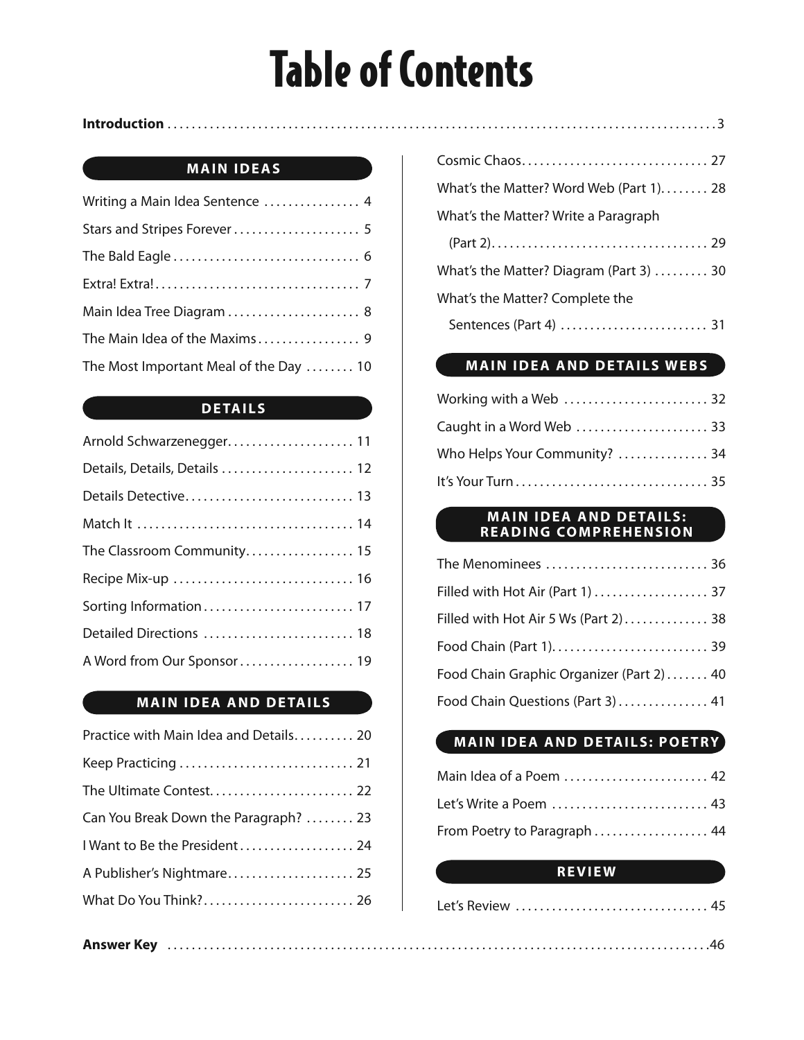# Table of Contents

**Introduction** .......... 3

## MAIN IDEAS

- Writing a Main Idea Sentence .......... 4
- Stars and Stripes Forever .......... 5
- The Bald Eagle .......... 6
- Extra! Extra! .......... 7
- Main Idea Tree Diagram .......... 8
- The Main Idea of the Maxims .......... 9
- The Most Important Meal of the Day .......... 10

## DETAILS

- Arnold Schwarzenegger .......... 11
- Details, Details, Details .......... 12
- Details Detective .......... 13
- Match It .......... 14
- The Classroom Community .......... 15
- Recipe Mix-up .......... 16
- Sorting Information .......... 17
- Detailed Directions .......... 18
- A Word from Our Sponsor .......... 19

## MAIN IDEA AND DETAILS

- Practice with Main Idea and Details .......... 20
- Keep Practicing .......... 21
- The Ultimate Contest .......... 22
- Can You Break Down the Paragraph? .......... 23
- I Want to Be the President .......... 24
- A Publisher's Nightmare .......... 25
- What Do You Think? .......... 26
- Cosmic Chaos .......... 27
- What's the Matter? Word Web (Part 1) .......... 28
- What's the Matter? Write a Paragraph (Part 2) .......... 29
- What's the Matter? Diagram (Part 3) .......... 30
- What's the Matter? Complete the Sentences (Part 4) .......... 31

## MAIN IDEA AND DETAILS WEBS

- Working with a Web .......... 32
- Caught in a Word Web .......... 33
- Who Helps Your Community? .......... 34
- It's Your Turn .......... 35

## MAIN IDEA AND DETAILS: READING COMPREHENSION

- The Menominees .......... 36
- Filled with Hot Air (Part 1) .......... 37
- Filled with Hot Air 5 Ws (Part 2) .......... 38
- Food Chain (Part 1) .......... 39
- Food Chain Graphic Organizer (Part 2) .......... 40
- Food Chain Questions (Part 3) .......... 41

## MAIN IDEA AND DETAILS: POETRY

- Main Idea of a Poem .......... 42
- Let's Write a Poem .......... 43
- From Poetry to Paragraph .......... 44

## REVIEW

- Let's Review .......... 45

**Answer Key** .......... 46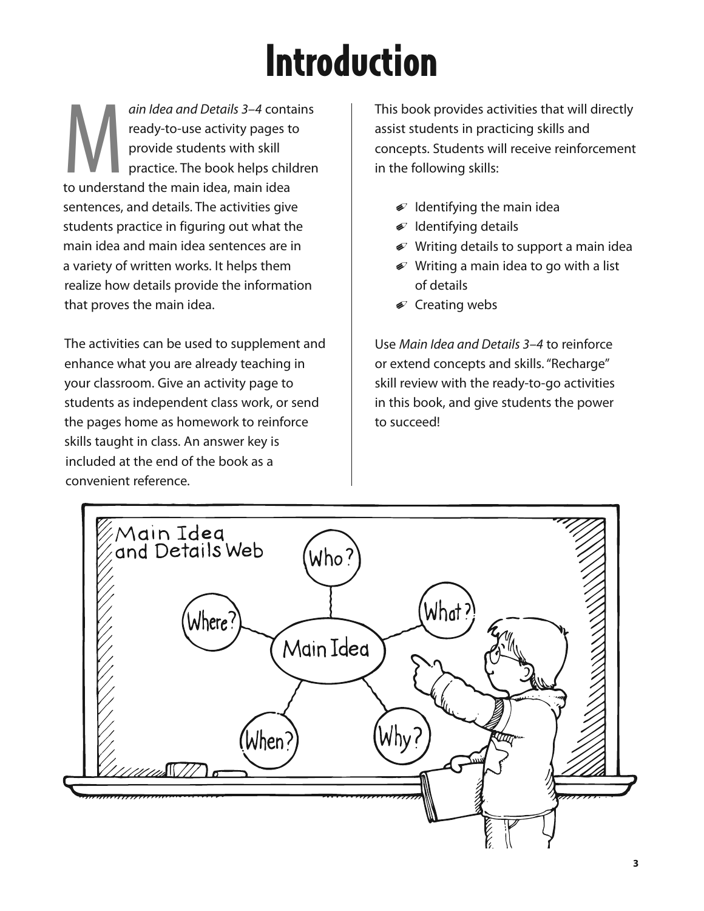# Introduction

*Main Idea and Details 3–4* contains ready-to-use activity pages to provide students with skill practice. The book helps children to understand the main idea, main idea sentences, and details. The activities give students practice in figuring out what the main idea and main idea sentences are in a variety of written works. It helps them realize how details provide the information that proves the main idea.

The activities can be used to supplement and enhance what you are already teaching in your classroom. Give an activity page to students as independent class work, or send the pages home as homework to reinforce skills taught in class. An answer key is included at the end of the book as a convenient reference.

This book provides activities that will directly assist students in practicing skills and concepts. Students will receive reinforcement in the following skills:

- Identifying the main idea
- Identifying details
- Writing details to support a main idea
- Writing a main idea to go with a list of details
- Creating webs

Use *Main Idea and Details 3–4* to reinforce or extend concepts and skills. "Recharge" skill review with the ready-to-go activities in this book, and give students the power to succeed!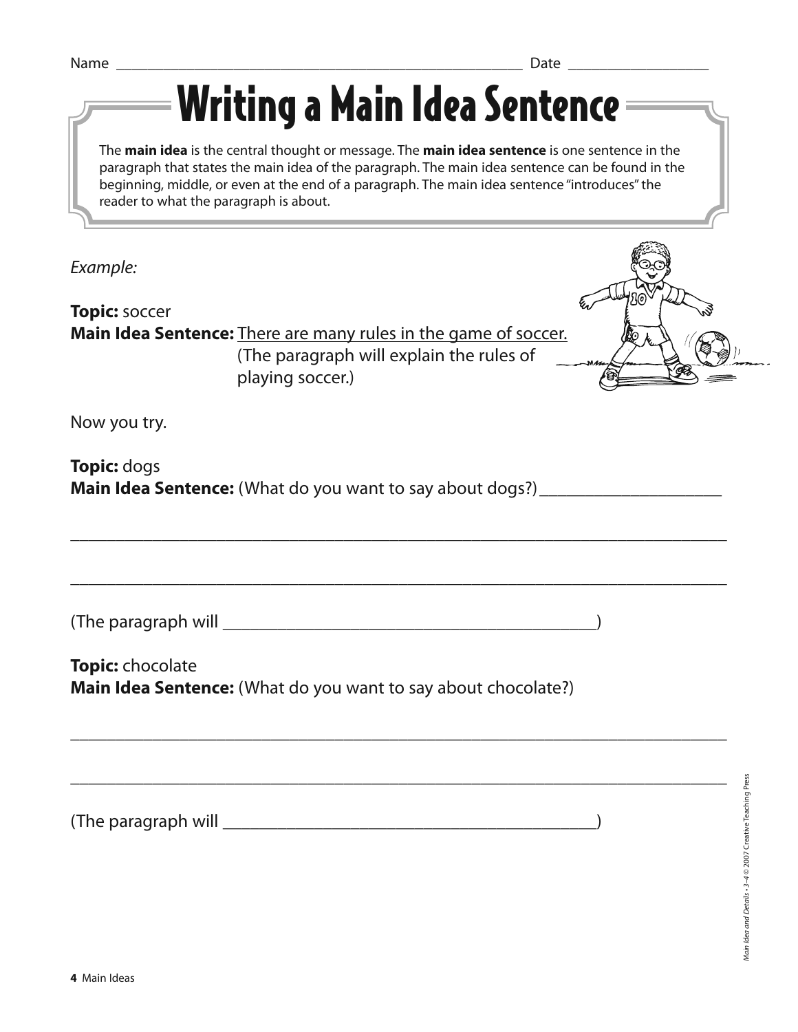Name ______________________________________________________ Date __________________

# Writing a Main Idea Sentence

The **main idea** is the central thought or message. The **main idea sentence** is one sentence in the paragraph that states the main idea of the paragraph. The main idea sentence can be found in the beginning, middle, or even at the end of a paragraph. The main idea sentence "introduces" the reader to what the paragraph is about.

*Example:*

**Topic:** soccer
**Main Idea Sentence:** <u>There are many rules in the game of soccer.</u>
(The paragraph will explain the rules of playing soccer.)

Now you try.

**Topic:** dogs
**Main Idea Sentence:** (What do you want to say about dogs?) ____________________

______________________________________________________________________________

______________________________________________________________________________

(The paragraph will ___________________________________________)

**Topic:** chocolate
**Main Idea Sentence:** (What do you want to say about chocolate?)

______________________________________________________________________________

______________________________________________________________________________

(The paragraph will ___________________________________________)

*Main Idea and Details* • 3–4 © 2007 Creative Teaching Press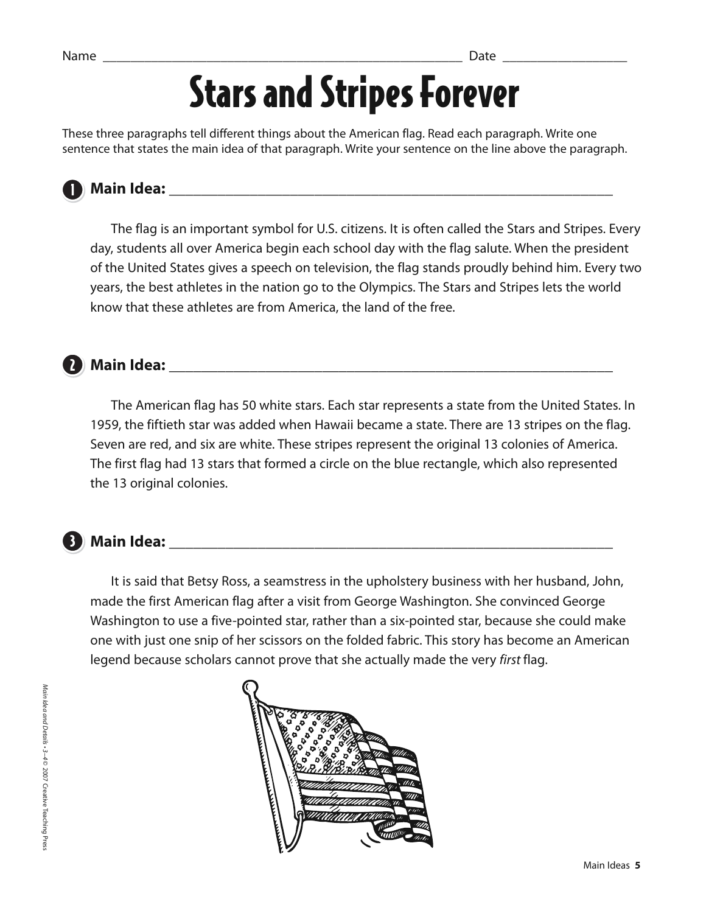Name ______________________________________________ Date ________________

# Stars and Stripes Forever

These three paragraphs tell different things about the American flag. Read each paragraph. Write one sentence that states the main idea of that paragraph. Write your sentence on the line above the paragraph.

**1 Main Idea:** ____________________________________________________________

The flag is an important symbol for U.S. citizens. It is often called the Stars and Stripes. Every day, students all over America begin each school day with the flag salute. When the president of the United States gives a speech on television, the flag stands proudly behind him. Every two years, the best athletes in the nation go to the Olympics. The Stars and Stripes lets the world know that these athletes are from America, the land of the free.

**2 Main Idea:** ____________________________________________________________

The American flag has 50 white stars. Each star represents a state from the United States. In 1959, the fiftieth star was added when Hawaii became a state. There are 13 stripes on the flag. Seven are red, and six are white. These stripes represent the original 13 colonies of America. The first flag had 13 stars that formed a circle on the blue rectangle, which also represented the 13 original colonies.

**3 Main Idea:** ____________________________________________________________

It is said that Betsy Ross, a seamstress in the upholstery business with her husband, John, made the first American flag after a visit from George Washington. She convinced George Washington to use a five-pointed star, rather than a six-pointed star, because she could make one with just one snip of her scissors on the folded fabric. This story has become an American legend because scholars cannot prove that she actually made the very *first* flag.

*Main Idea and Details • 3–4 © 2007 Creative Teaching Press*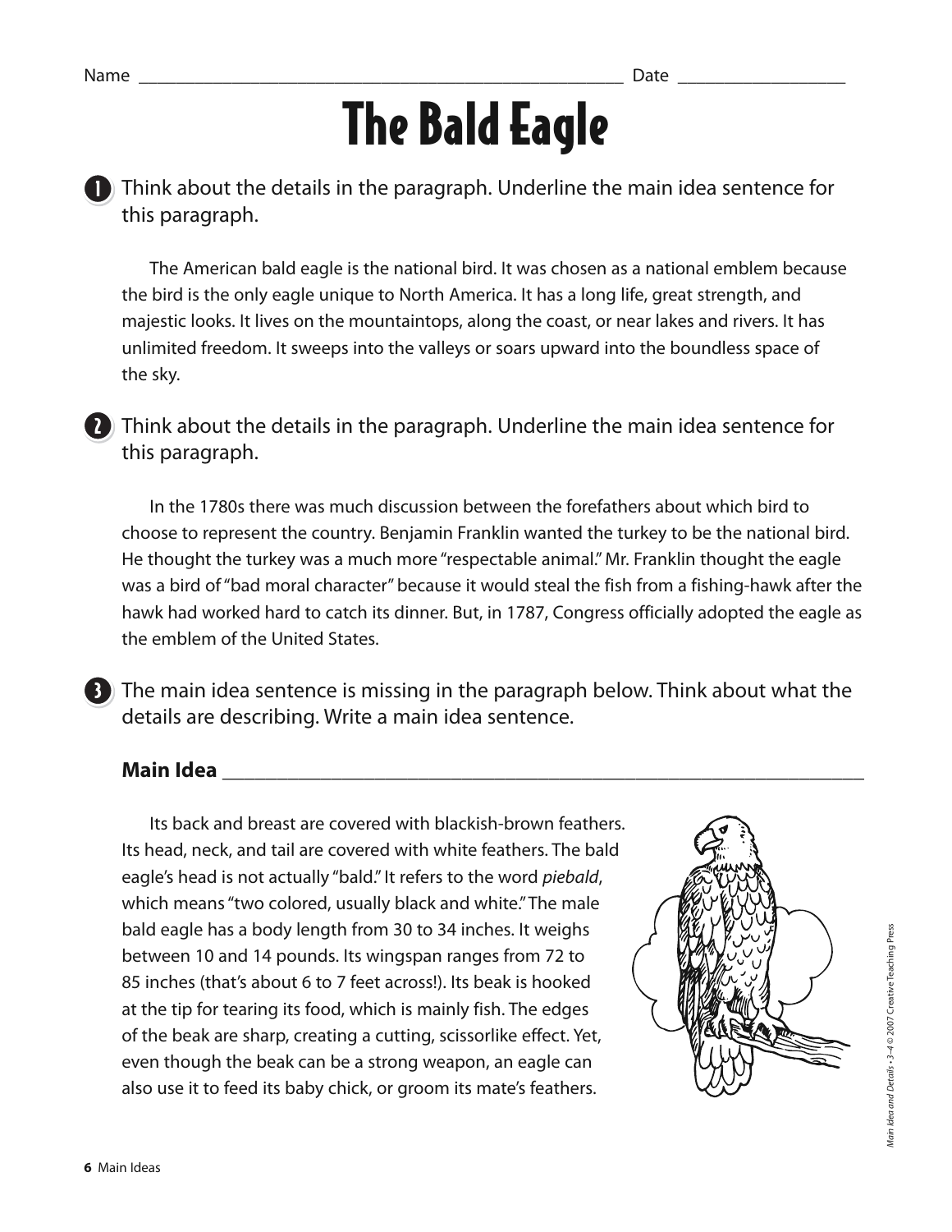Name ______________________________________________________ Date __________________

# The Bald Eagle

**1** Think about the details in the paragraph. Underline the main idea sentence for this paragraph.

The American bald eagle is the national bird. It was chosen as a national emblem because the bird is the only eagle unique to North America. It has a long life, great strength, and majestic looks. It lives on the mountaintops, along the coast, or near lakes and rivers. It has unlimited freedom. It sweeps into the valleys or soars upward into the boundless space of the sky.

**2** Think about the details in the paragraph. Underline the main idea sentence for this paragraph.

In the 1780s there was much discussion between the forefathers about which bird to choose to represent the country. Benjamin Franklin wanted the turkey to be the national bird. He thought the turkey was a much more "respectable animal." Mr. Franklin thought the eagle was a bird of "bad moral character" because it would steal the fish from a fishing-hawk after the hawk had worked hard to catch its dinner. But, in 1787, Congress officially adopted the eagle as the emblem of the United States.

**3** The main idea sentence is missing in the paragraph below. Think about what the details are describing. Write a main idea sentence.

**Main Idea** ____________________________________________________________

Its back and breast are covered with blackish-brown feathers. Its head, neck, and tail are covered with white feathers. The bald eagle's head is not actually "bald." It refers to the word *piebald*, which means "two colored, usually black and white." The male bald eagle has a body length from 30 to 34 inches. It weighs between 10 and 14 pounds. Its wingspan ranges from 72 to 85 inches (that's about 6 to 7 feet across!). Its beak is hooked at the tip for tearing its food, which is mainly fish. The edges of the beak are sharp, creating a cutting, scissorlike effect. Yet, even though the beak can be a strong weapon, an eagle can also use it to feed its baby chick, or groom its mate's feathers.

*Main Idea and Details • 3–4* © 2007 Creative Teaching Press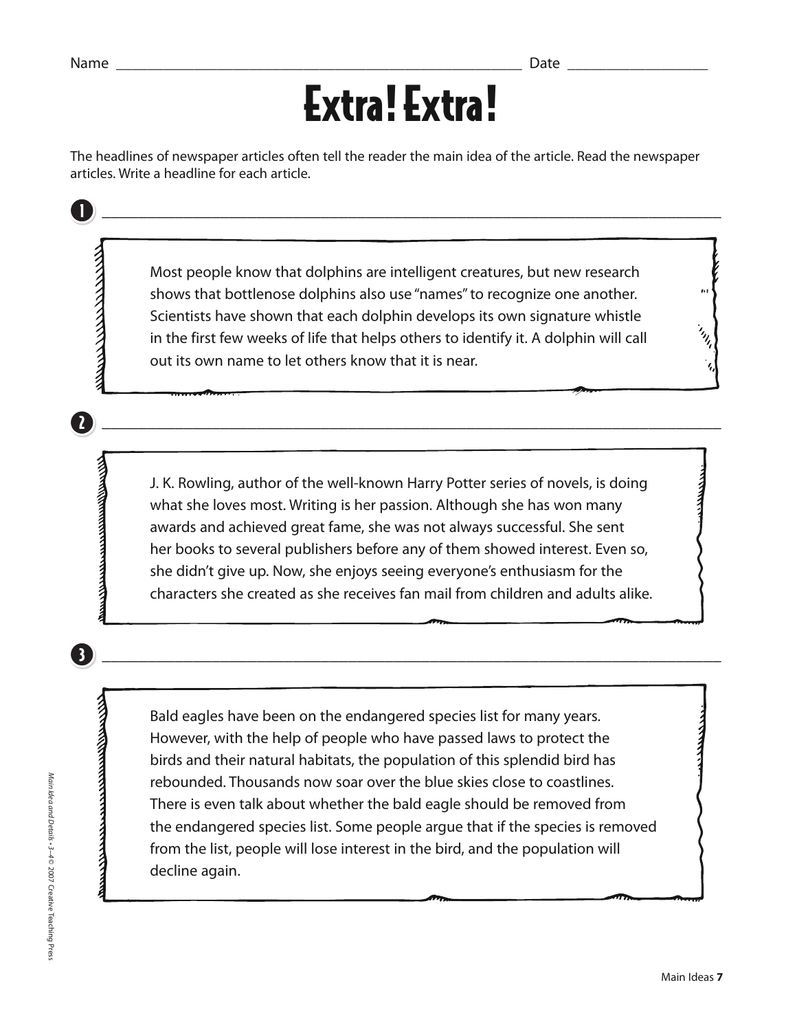Name ______________________________________________ Date ________________

# Extra! Extra!

The headlines of newspaper articles often tell the reader the main idea of the article. Read the newspaper articles. Write a headline for each article.

1. ______________________________________________________________________

Most people know that dolphins are intelligent creatures, but new research shows that bottlenose dolphins also use "names" to recognize one another. Scientists have shown that each dolphin develops its own signature whistle in the first few weeks of life that helps others to identify it. A dolphin will call out its own name to let others know that it is near.

2. ______________________________________________________________________

J. K. Rowling, author of the well-known Harry Potter series of novels, is doing what she loves most. Writing is her passion. Although she has won many awards and achieved great fame, she was not always successful. She sent her books to several publishers before any of them showed interest. Even so, she didn't give up. Now, she enjoys seeing everyone's enthusiasm for the characters she created as she receives fan mail from children and adults alike.

3. ______________________________________________________________________

Bald eagles have been on the endangered species list for many years. However, with the help of people who have passed laws to protect the birds and their natural habitats, the population of this splendid bird has rebounded. Thousands now soar over the blue skies close to coastlines. There is even talk about whether the bald eagle should be removed from the endangered species list. Some people argue that if the species is removed from the list, people will lose interest in the bird, and the population will decline again.

*Main Idea and Details • 3–4 © 2007 Creative Teaching Press*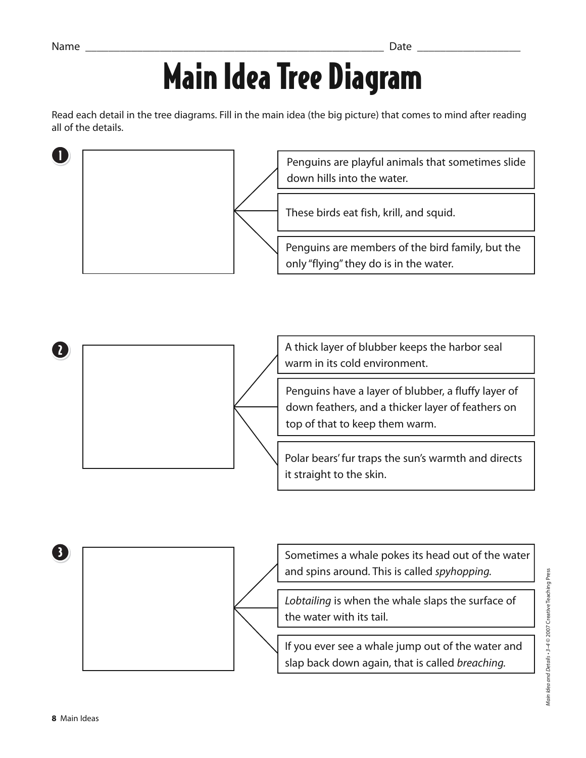Name ____________________________________________________ Date __________________

# Main Idea Tree Diagram

Read each detail in the tree diagrams. Fill in the main idea (the big picture) that comes to mind after reading all of the details.

**1**

Main idea: ____________________

- Penguins are playful animals that sometimes slide down hills into the water.
- These birds eat fish, krill, and squid.
- Penguins are members of the bird family, but the only "flying" they do is in the water.

**2**

Main idea: ____________________

- A thick layer of blubber keeps the harbor seal warm in its cold environment.
- Penguins have a layer of blubber, a fluffy layer of down feathers, and a thicker layer of feathers on top of that to keep them warm.
- Polar bears' fur traps the sun's warmth and directs it straight to the skin.

**3**

Main idea: ____________________

- Sometimes a whale pokes its head out of the water and spins around. This is called *spyhopping.*
- *Lobtailing* is when the whale slaps the surface of the water with its tail.
- If you ever see a whale jump out of the water and slap back down again, that is called *breaching.*

*Main Idea and Details • 3–4* © 2007 Creative Teaching Press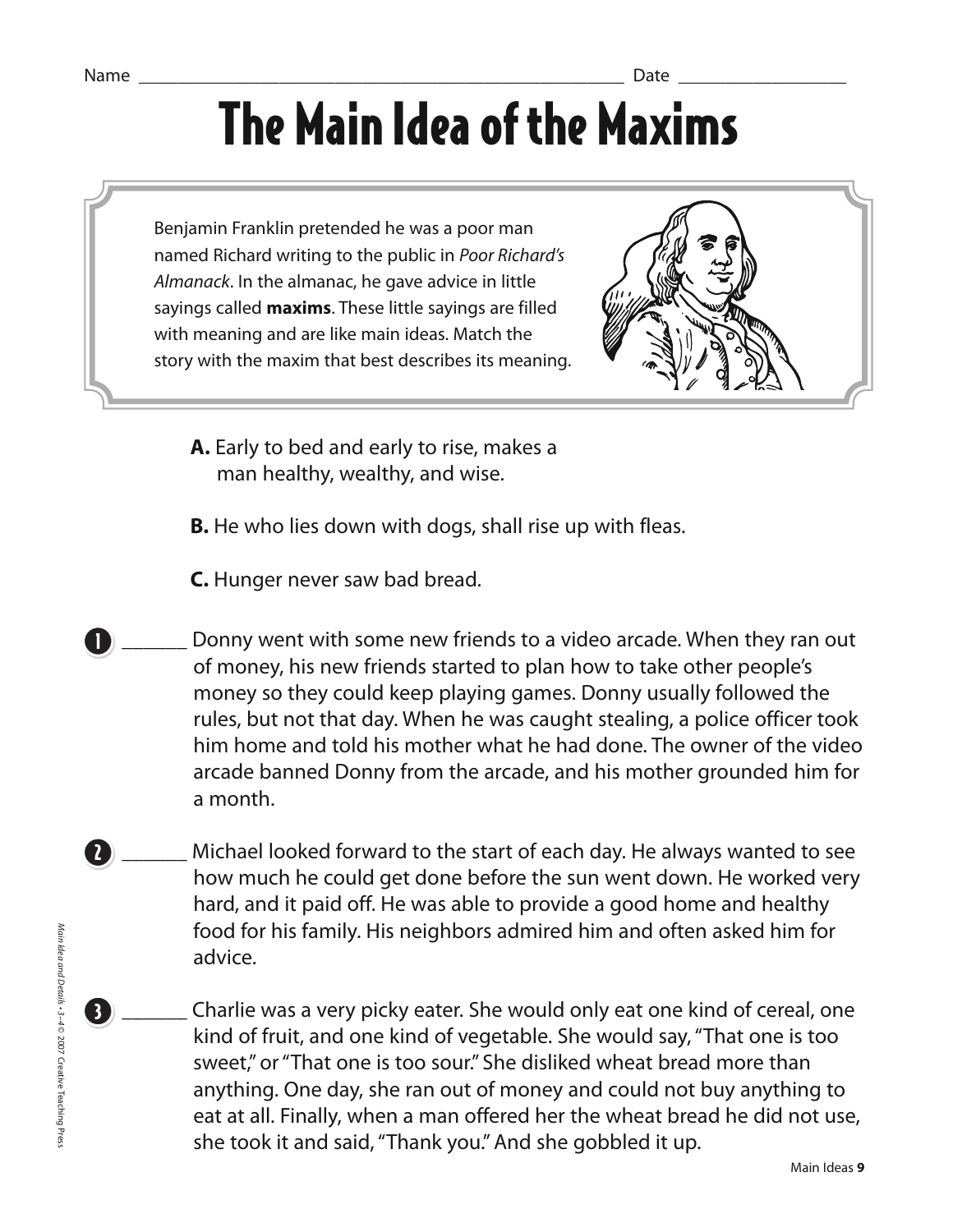Name ______________________________________________ Date ________________

# The Main Idea of the Maxims

Benjamin Franklin pretended he was a poor man named Richard writing to the public in *Poor Richard's Almanack*. In the almanac, he gave advice in little sayings called **maxims**. These little sayings are filled with meaning and are like main ideas. Match the story with the maxim that best describes its meaning.

**A.** Early to bed and early to rise, makes a man healthy, wealthy, and wise.

**B.** He who lies down with dogs, shall rise up with fleas.

**C.** Hunger never saw bad bread.

**1** ______ Donny went with some new friends to a video arcade. When they ran out of money, his new friends started to plan how to take other people's money so they could keep playing games. Donny usually followed the rules, but not that day. When he was caught stealing, a police officer took him home and told his mother what he had done. The owner of the video arcade banned Donny from the arcade, and his mother grounded him for a month.

**2** ______ Michael looked forward to the start of each day. He always wanted to see how much he could get done before the sun went down. He worked very hard, and it paid off. He was able to provide a good home and healthy food for his family. His neighbors admired him and often asked him for advice.

**3** ______ Charlie was a very picky eater. She would only eat one kind of cereal, one kind of fruit, and one kind of vegetable. She would say, "That one is too sweet," or "That one is too sour." She disliked wheat bread more than anything. One day, she ran out of money and could not buy anything to eat at all. Finally, when a man offered her the wheat bread he did not use, she took it and said, "Thank you." And she gobbled it up.

*Main Idea and Details • 3–4 © 2007 Creative Teaching Press*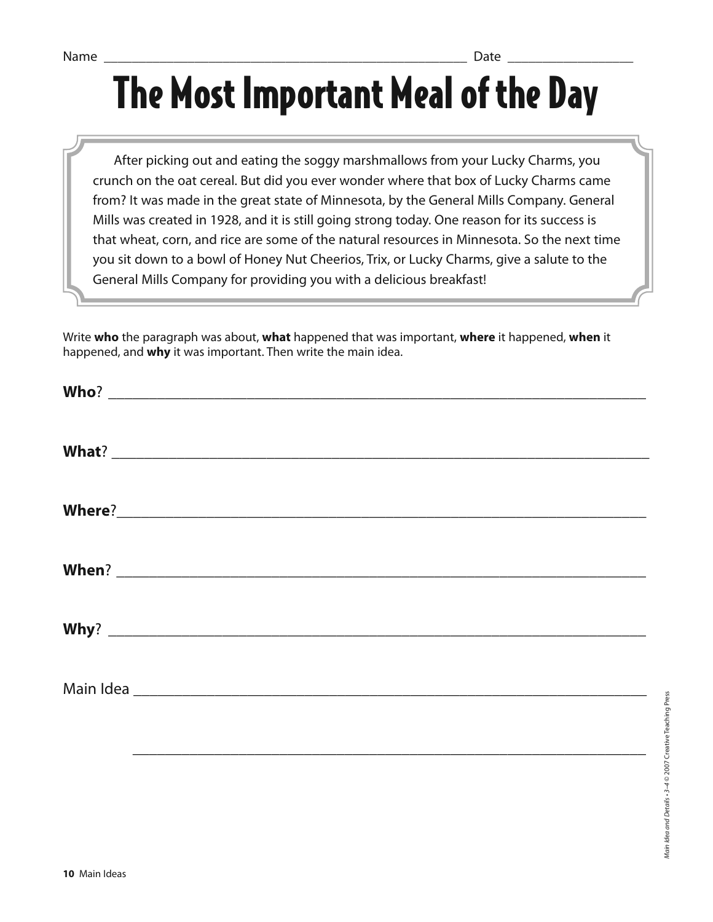Name ______________________________________________ Date ________________

# The Most Important Meal of the Day

After picking out and eating the soggy marshmallows from your Lucky Charms, you crunch on the oat cereal. But did you ever wonder where that box of Lucky Charms came from? It was made in the great state of Minnesota, by the General Mills Company. General Mills was created in 1928, and it is still going strong today. One reason for its success is that wheat, corn, and rice are some of the natural resources in Minnesota. So the next time you sit down to a bowl of Honey Nut Cheerios, Trix, or Lucky Charms, give a salute to the General Mills Company for providing you with a delicious breakfast!

Write **who** the paragraph was about, **what** happened that was important, **where** it happened, **when** it happened, and **why** it was important. Then write the main idea.

**Who**? ____________________________________________________________

**What**? ____________________________________________________________

**Where**?____________________________________________________________

**When**? ____________________________________________________________

**Why**? ____________________________________________________________

Main Idea ____________________________________________________________

____________________________________________________________

*Main Idea and Details • 3–4* © 2007 Creative Teaching Press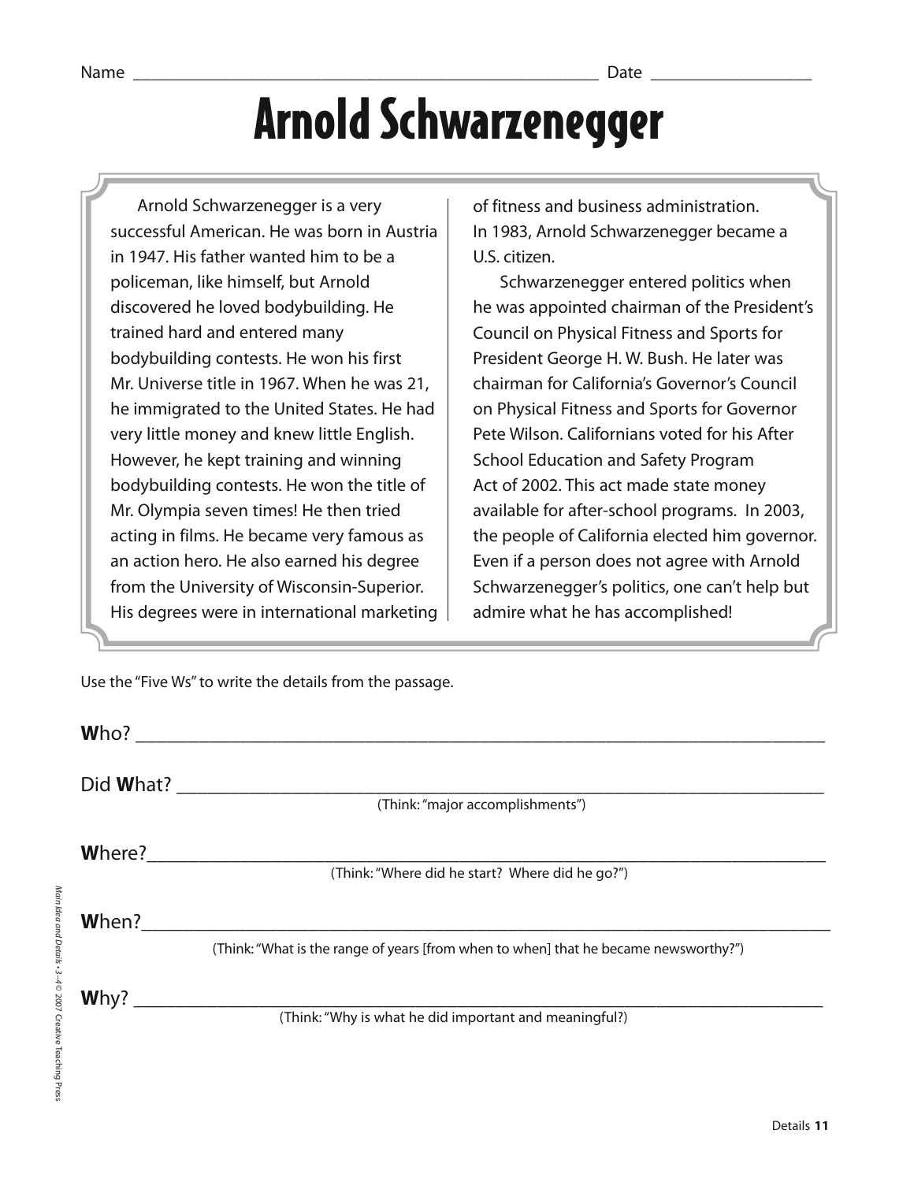Name ______________________________________________________ Date __________________

# Arnold Schwarzenegger

Arnold Schwarzenegger is a very successful American. He was born in Austria in 1947. His father wanted him to be a policeman, like himself, but Arnold discovered he loved bodybuilding. He trained hard and entered many bodybuilding contests. He won his first Mr. Universe title in 1967. When he was 21, he immigrated to the United States. He had very little money and knew little English. However, he kept training and winning bodybuilding contests. He won the title of Mr. Olympia seven times! He then tried acting in films. He became very famous as an action hero. He also earned his degree from the University of Wisconsin-Superior. His degrees were in international marketing of fitness and business administration. In 1983, Arnold Schwarzenegger became a U.S. citizen.

Schwarzenegger entered politics when he was appointed chairman of the President's Council on Physical Fitness and Sports for President George H. W. Bush. He later was chairman for California's Governor's Council on Physical Fitness and Sports for Governor Pete Wilson. Californians voted for his After School Education and Safety Program Act of 2002. This act made state money available for after-school programs. In 2003, the people of California elected him governor. Even if a person does not agree with Arnold Schwarzenegger's politics, one can't help but admire what he has accomplished!

Use the "Five Ws" to write the details from the passage.

**W**ho? ____________________________________________________________________________

Did **W**hat? ______________________________________________________________________

(Think: "major accomplishments")

**W**here? __________________________________________________________________________

(Think: "Where did he start? Where did he go?")

**W**hen? ___________________________________________________________________________

(Think: "What is the range of years [from when to when] that he became newsworthy?")

**W**hy? ____________________________________________________________________________

(Think: "Why is what he did important and meaningful?)